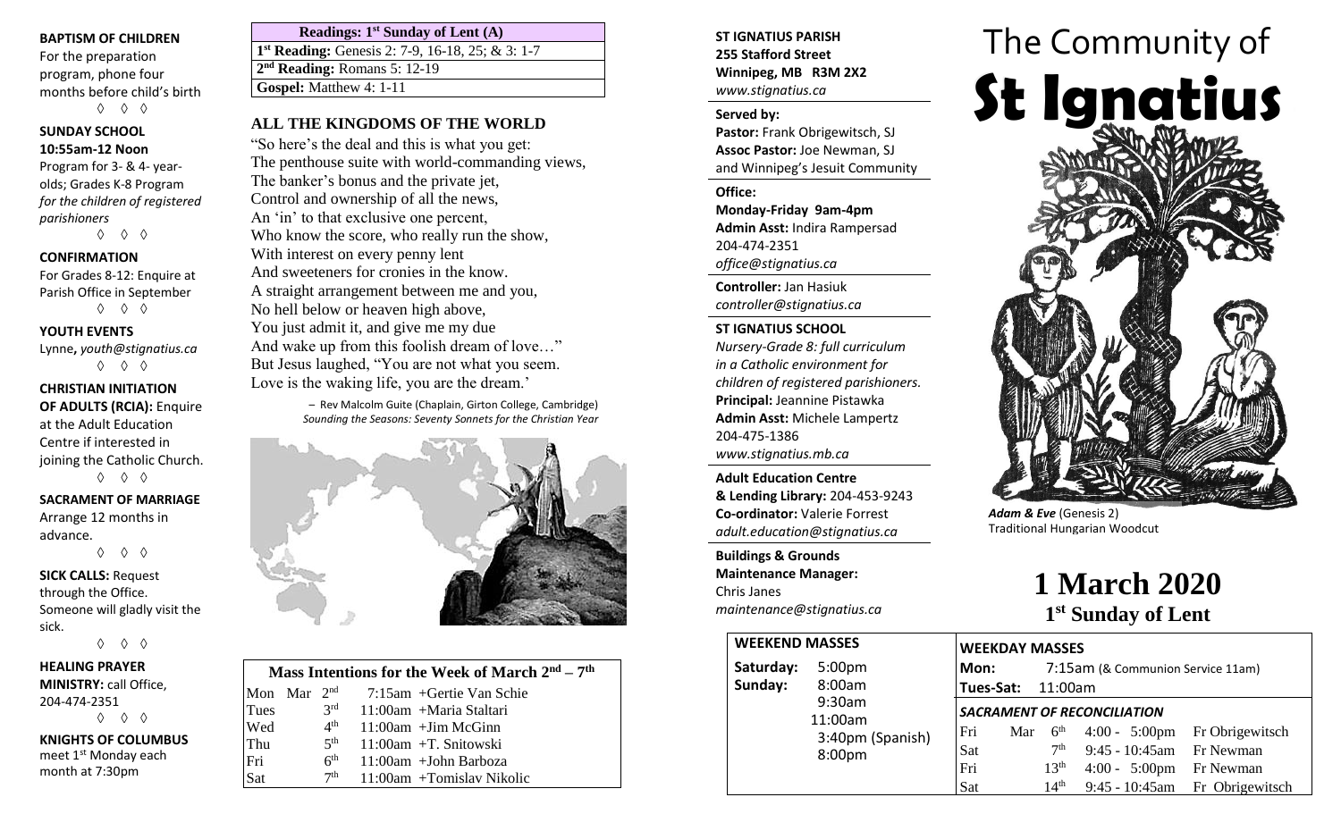**BAPTISM OF CHILDREN**
For the preparation program, phone four months before child's birth
◊ ◊ ◊

**SUNDAY SCHOOL**
**10:55am-12 Noon**
Program for 3- & 4- year-olds; Grades K-8 Program *for the children of registered parishioners*
◊ ◊ ◊

**CONFIRMATION**
For Grades 8-12: Enquire at Parish Office in September
◊ ◊ ◊

**YOUTH EVENTS**
Lynne**,** *youth@stignatius.ca*
◊ ◊ ◊

**CHRISTIAN INITIATION OF ADULTS (RCIA):** Enquire at the Adult Education Centre if interested in joining the Catholic Church.
◊ ◊ ◊

**SACRAMENT OF MARRIAGE**
Arrange 12 months in advance.
◊ ◊ ◊

**SICK CALLS:** Request through the Office. Someone will gladly visit the sick.
◊ ◊ ◊

**HEALING PRAYER MINISTRY:** call Office, 204-474-2351
◊ ◊ ◊

**KNIGHTS OF COLUMBUS**
meet 1st Monday each month at 7:30pm

| Readings: 1st Sunday of Lent (A) |
|---|
| **1st Reading:** Genesis 2: 7-9, 16-18, 25; & 3: 1-7 |
| **2nd Reading:** Romans 5: 12-19 |
| **Gospel:** Matthew 4: 1-11 |

## ALL THE KINGDOMS OF THE WORLD

"So here's the deal and this is what you get:
The penthouse suite with world-commanding views,
The banker's bonus and the private jet,
Control and ownership of all the news,
An 'in' to that exclusive one percent,
Who know the score, who really run the show,
With interest on every penny lent
And sweeteners for cronies in the know.
A straight arrangement between me and you,
No hell below or heaven high above,
You just admit it, and give me my due
And wake up from this foolish dream of love…"
But Jesus laughed, "You are not what you seem.
Love is the waking life, you are the dream.'

– Rev Malcolm Guite (Chaplain, Girton College, Cambridge)
*Sounding the Seasons: Seventy Sonnets for the Christian Year*

| Mass Intentions for the Week of March 2nd – 7th | | | |
|---|---|---|---|
| Mon | Mar 2nd | 7:15am | +Gertie Van Schie |
| Tues | 3rd | 11:00am | +Maria Staltari |
| Wed | 4th | 11:00am | +Jim McGinn |
| Thu | 5th | 11:00am | +T. Snitowski |
| Fri | 6th | 11:00am | +John Barboza |
| Sat | 7th | 11:00am | +Tomislav Nikolic |

**ST IGNATIUS PARISH**
**255 Stafford Street**
**Winnipeg, MB R3M 2X2**
*www.stignatius.ca*

**Served by:**
**Pastor:** Frank Obrigewitsch, SJ
**Assoc Pastor:** Joe Newman, SJ
and Winnipeg's Jesuit Community

**Office:**
**Monday-Friday 9am-4pm**
**Admin Asst:** Indira Rampersad
204-474-2351
*office@stignatius.ca*

**Controller:** Jan Hasiuk
*controller@stignatius.ca*

**ST IGNATIUS SCHOOL**
*Nursery-Grade 8: full curriculum in a Catholic environment for children of registered parishioners.*
**Principal:** Jeannine Pistawka
**Admin Asst:** Michele Lampertz
204-475-1386
*www.stignatius.mb.ca*

**Adult Education Centre & Lending Library:** 204-453-9243
**Co-ordinator:** Valerie Forrest
*adult.education@stignatius.ca*

**Buildings & Grounds Maintenance Manager:**
Chris Janes
*maintenance@stignatius.ca*

# The Community of St Ignatius

***Adam & Eve*** (Genesis 2)
Traditional Hungarian Woodcut

# 1 March 2020
## 1st Sunday of Lent

**WEEKEND MASSES**

| | |
|---|---|
| **Saturday:** | 5:00pm |
| **Sunday:** | 8:00am |
| | 9:30am |
| | 11:00am |
| | 3:40pm (Spanish) |
| | 8:00pm |

**WEEKDAY MASSES**

| | |
|---|---|
| **Mon:** | 7:15am (& Communion Service 11am) |
| **Tues-Sat:** | 11:00am |

***SACRAMENT OF RECONCILIATION***

| | | | | |
|---|---|---|---|---|
| Fri | Mar | 6th | 4:00 - 5:00pm | Fr Obrigewitsch |
| Sat | | 7th | 9:45 - 10:45am | Fr Newman |
| Fri | | 13th | 4:00 - 5:00pm | Fr Newman |
| Sat | | 14th | 9:45 - 10:45am | Fr Obrigewitsch |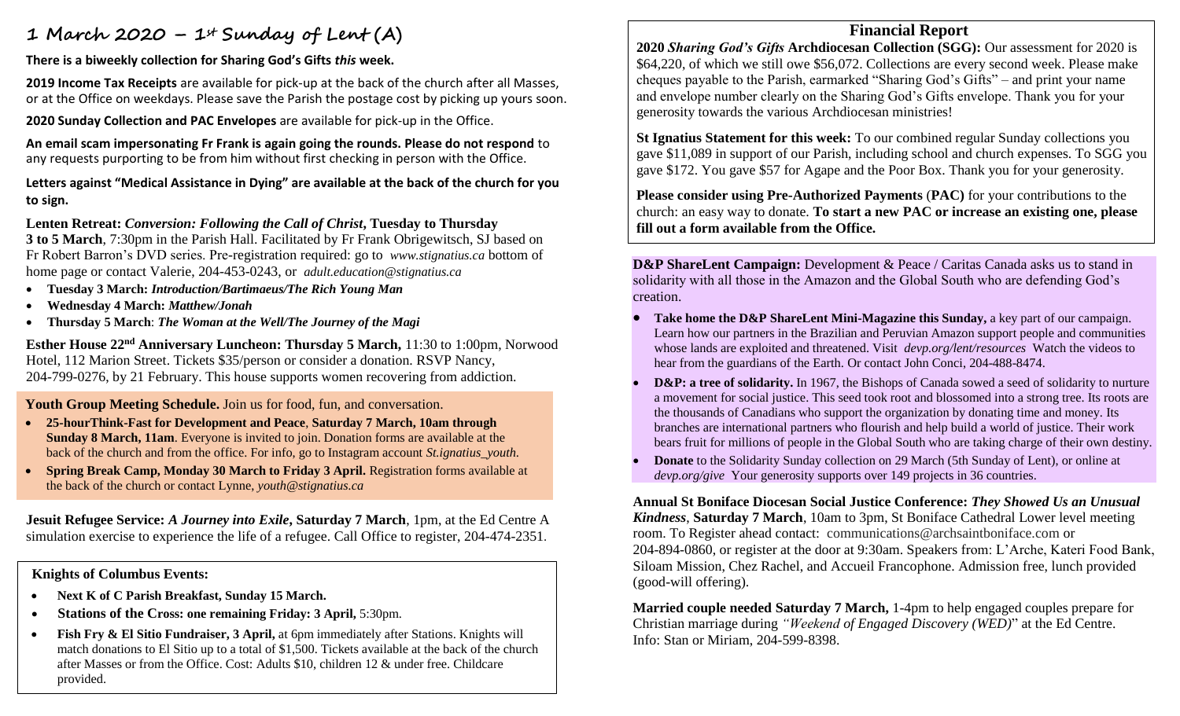# 1 March 2020 – 1st Sunday of Lent (A)

**There is a biweekly collection for Sharing God's Gifts *this* week.**

**2019 Income Tax Receipts** are available for pick-up at the back of the church after all Masses, or at the Office on weekdays. Please save the Parish the postage cost by picking up yours soon.

**2020 Sunday Collection and PAC Envelopes** are available for pick-up in the Office.

**An email scam impersonating Fr Frank is again going the rounds. Please do not respond** to any requests purporting to be from him without first checking in person with the Office.

**Letters against "Medical Assistance in Dying" are available at the back of the church for you to sign.**

**Lenten Retreat: *Conversion: Following the Call of Christ*, Tuesday to Thursday 3 to 5 March**, 7:30pm in the Parish Hall. Facilitated by Fr Frank Obrigewitsch, SJ based on Fr Robert Barron's DVD series. Pre-registration required: go to *www.stignatius.ca* bottom of home page or contact Valerie, 204-453-0243, or *adult.education@stignatius.ca*

- **Tuesday 3 March: *Introduction/Bartimaeus/The Rich Young Man***
- **Wednesday 4 March: *Matthew/Jonah***
- **Thursday 5 March**: ***The Woman at the Well/The Journey of the Magi***

**Esther House 22nd Anniversary Luncheon: Thursday 5 March,** 11:30 to 1:00pm, Norwood Hotel, 112 Marion Street. Tickets $35/person or consider a donation. RSVP Nancy, 204-799-0276, by 21 February. This house supports women recovering from addiction.

**Youth Group Meeting Schedule.** Join us for food, fun, and conversation.

- **25-hourThink-Fast for Development and Peace**, **Saturday 7 March, 10am through Sunday 8 March, 11am**. Everyone is invited to join. Donation forms are available at the back of the church and from the office. For info, go to Instagram account *St.ignatius_youth.*
- **Spring Break Camp, Monday 30 March to Friday 3 April.** Registration forms available at the back of the church or contact Lynne, *youth@stignatius.ca*

**Jesuit Refugee Service: *A Journey into Exile*, Saturday 7 March**, 1pm, at the Ed Centre A simulation exercise to experience the life of a refugee. Call Office to register, 204-474-2351.

**Knights of Columbus Events:**

- **Next K of C Parish Breakfast, Sunday 15 March.**
- **Stations of the Cross: one remaining Friday: 3 April,** 5:30pm.
- **Fish Fry & El Sitio Fundraiser, 3 April,** at 6pm immediately after Stations. Knights will match donations to El Sitio up to a total of $1,500. Tickets available at the back of the church after Masses or from the Office. Cost: Adults $10, children 12 & under free. Childcare provided.

## Financial Report

**2020 *Sharing God's Gifts* Archdiocesan Collection (SGG):** Our assessment for 2020 is $64,220, of which we still owe $56,072. Collections are every second week. Please make cheques payable to the Parish, earmarked "Sharing God's Gifts" – and print your name and envelope number clearly on the Sharing God's Gifts envelope. Thank you for your generosity towards the various Archdiocesan ministries!

**St Ignatius Statement for this week:** To our combined regular Sunday collections you gave $11,089 in support of our Parish, including school and church expenses. To SGG you gave $172. You gave $57 for Agape and the Poor Box. Thank you for your generosity.

**Please consider using Pre-Authorized Payments (PAC)** for your contributions to the church: an easy way to donate. **To start a new PAC or increase an existing one, please fill out a form available from the Office.**

**D&P ShareLent Campaign:** Development & Peace / Caritas Canada asks us to stand in solidarity with all those in the Amazon and the Global South who are defending God's creation.

- **Take home the D&P ShareLent Mini-Magazine this Sunday,** a key part of our campaign. Learn how our partners in the Brazilian and Peruvian Amazon support people and communities whose lands are exploited and threatened. Visit *devp.org/lent/resources* Watch the videos to hear from the guardians of the Earth. Or contact John Conci, 204-488-8474.
- **D&P: a tree of solidarity.** In 1967, the Bishops of Canada sowed a seed of solidarity to nurture a movement for social justice. This seed took root and blossomed into a strong tree. Its roots are the thousands of Canadians who support the organization by donating time and money. Its branches are international partners who flourish and help build a world of justice. Their work bears fruit for millions of people in the Global South who are taking charge of their own destiny.
- **Donate** to the Solidarity Sunday collection on 29 March (5th Sunday of Lent), or online at *devp.org/give* Your generosity supports over 149 projects in 36 countries.

**Annual St Boniface Diocesan Social Justice Conference: *They Showed Us an Unusual Kindness*, Saturday 7 March**, 10am to 3pm, St Boniface Cathedral Lower level meeting room. To Register ahead contact: communications@archsaintboniface.com or 204-894-0860, or register at the door at 9:30am. Speakers from: L'Arche, Kateri Food Bank, Siloam Mission, Chez Rachel, and Accueil Francophone. Admission free, lunch provided (good-will offering).

**Married couple needed Saturday 7 March,** 1-4pm to help engaged couples prepare for Christian marriage during *"Weekend of Engaged Discovery (WED)*" at the Ed Centre. Info: Stan or Miriam, 204-599-8398.